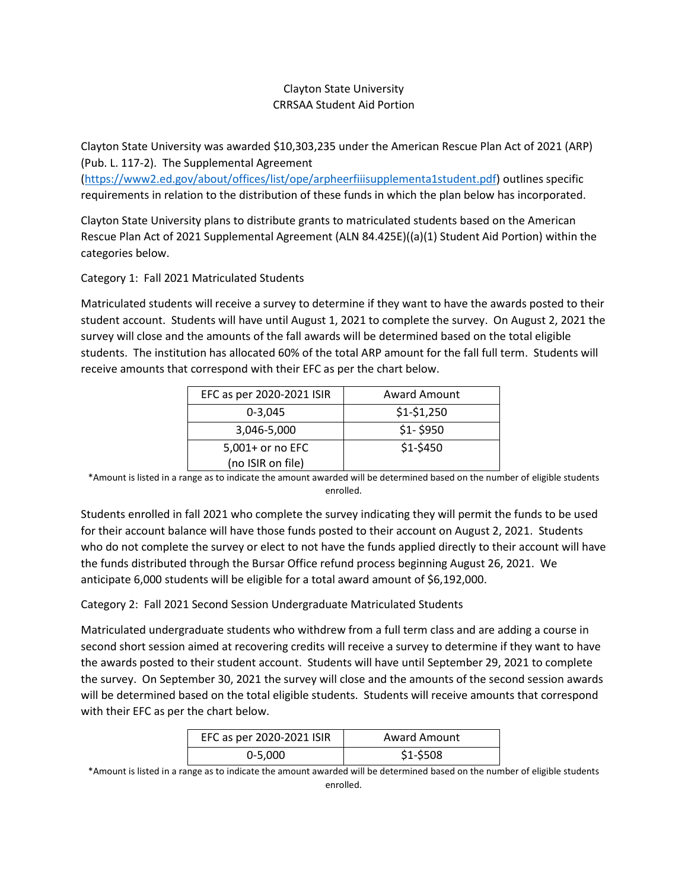# Clayton State University
## CRRSAA Student Aid Portion

Clayton State University was awarded $10,303,235 under the American Rescue Plan Act of 2021 (ARP) (Pub. L. 117-2). The Supplemental Agreement (https://www2.ed.gov/about/offices/list/ope/arpheerfiiisupplementa1student.pdf) outlines specific requirements in relation to the distribution of these funds in which the plan below has incorporated.

Clayton State University plans to distribute grants to matriculated students based on the American Rescue Plan Act of 2021 Supplemental Agreement (ALN 84.425E)((a)(1) Student Aid Portion) within the categories below.

Category 1: Fall 2021 Matriculated Students

Matriculated students will receive a survey to determine if they want to have the awards posted to their student account. Students will have until August 1, 2021 to complete the survey. On August 2, 2021 the survey will close and the amounts of the fall awards will be determined based on the total eligible students. The institution has allocated 60% of the total ARP amount for the fall full term. Students will receive amounts that correspond with their EFC as per the chart below.

| EFC as per 2020-2021 ISIR | Award Amount |
|---|---|
| 0-3,045 | $1-$1,250 |
| 3,046-5,000 | $1- $950 |
| 5,001+ or no EFC (no ISIR on file) | $1-$450 |

*Amount is listed in a range as to indicate the amount awarded will be determined based on the number of eligible students enrolled.

Students enrolled in fall 2021 who complete the survey indicating they will permit the funds to be used for their account balance will have those funds posted to their account on August 2, 2021. Students who do not complete the survey or elect to not have the funds applied directly to their account will have the funds distributed through the Bursar Office refund process beginning August 26, 2021. We anticipate 6,000 students will be eligible for a total award amount of $6,192,000.

Category 2: Fall 2021 Second Session Undergraduate Matriculated Students

Matriculated undergraduate students who withdrew from a full term class and are adding a course in second short session aimed at recovering credits will receive a survey to determine if they want to have the awards posted to their student account. Students will have until September 29, 2021 to complete the survey. On September 30, 2021 the survey will close and the amounts of the second session awards will be determined based on the total eligible students. Students will receive amounts that correspond with their EFC as per the chart below.

| EFC as per 2020-2021 ISIR | Award Amount |
|---|---|
| 0-5,000 | $1-$508 |

*Amount is listed in a range as to indicate the amount awarded will be determined based on the number of eligible students enrolled.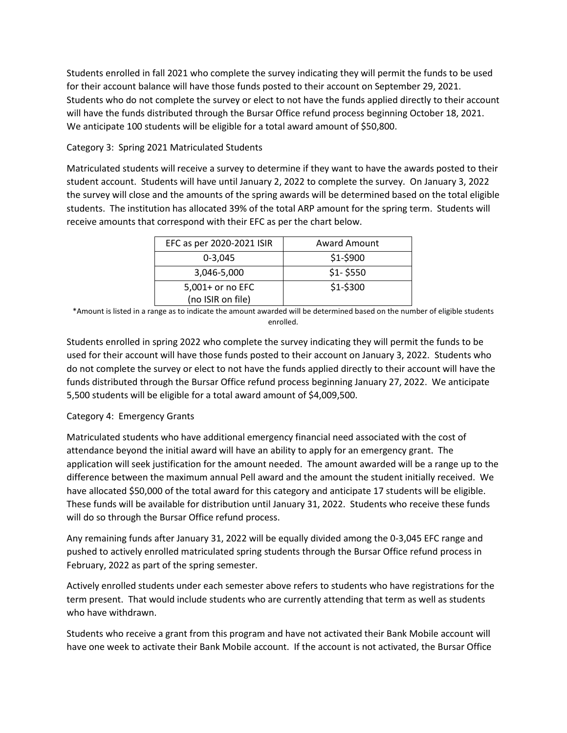Students enrolled in fall 2021 who complete the survey indicating they will permit the funds to be used for their account balance will have those funds posted to their account on September 29, 2021. Students who do not complete the survey or elect to not have the funds applied directly to their account will have the funds distributed through the Bursar Office refund process beginning October 18, 2021. We anticipate 100 students will be eligible for a total award amount of $50,800.

Category 3: Spring 2021 Matriculated Students

Matriculated students will receive a survey to determine if they want to have the awards posted to their student account. Students will have until January 2, 2022 to complete the survey. On January 3, 2022 the survey will close and the amounts of the spring awards will be determined based on the total eligible students. The institution has allocated 39% of the total ARP amount for the spring term. Students will receive amounts that correspond with their EFC as per the chart below.

| EFC as per 2020-2021 ISIR | Award Amount |
|---|---|
| 0-3,045 | $1-$900 |
| 3,046-5,000 | $1- $550 |
| 5,001+ or no EFC (no ISIR on file) | $1-$300 |

*Amount is listed in a range as to indicate the amount awarded will be determined based on the number of eligible students enrolled.

Students enrolled in spring 2022 who complete the survey indicating they will permit the funds to be used for their account will have those funds posted to their account on January 3, 2022. Students who do not complete the survey or elect to not have the funds applied directly to their account will have the funds distributed through the Bursar Office refund process beginning January 27, 2022. We anticipate 5,500 students will be eligible for a total award amount of $4,009,500.

Category 4: Emergency Grants

Matriculated students who have additional emergency financial need associated with the cost of attendance beyond the initial award will have an ability to apply for an emergency grant. The application will seek justification for the amount needed. The amount awarded will be a range up to the difference between the maximum annual Pell award and the amount the student initially received. We have allocated $50,000 of the total award for this category and anticipate 17 students will be eligible. These funds will be available for distribution until January 31, 2022. Students who receive these funds will do so through the Bursar Office refund process.

Any remaining funds after January 31, 2022 will be equally divided among the 0-3,045 EFC range and pushed to actively enrolled matriculated spring students through the Bursar Office refund process in February, 2022 as part of the spring semester.

Actively enrolled students under each semester above refers to students who have registrations for the term present. That would include students who are currently attending that term as well as students who have withdrawn.

Students who receive a grant from this program and have not activated their Bank Mobile account will have one week to activate their Bank Mobile account. If the account is not activated, the Bursar Office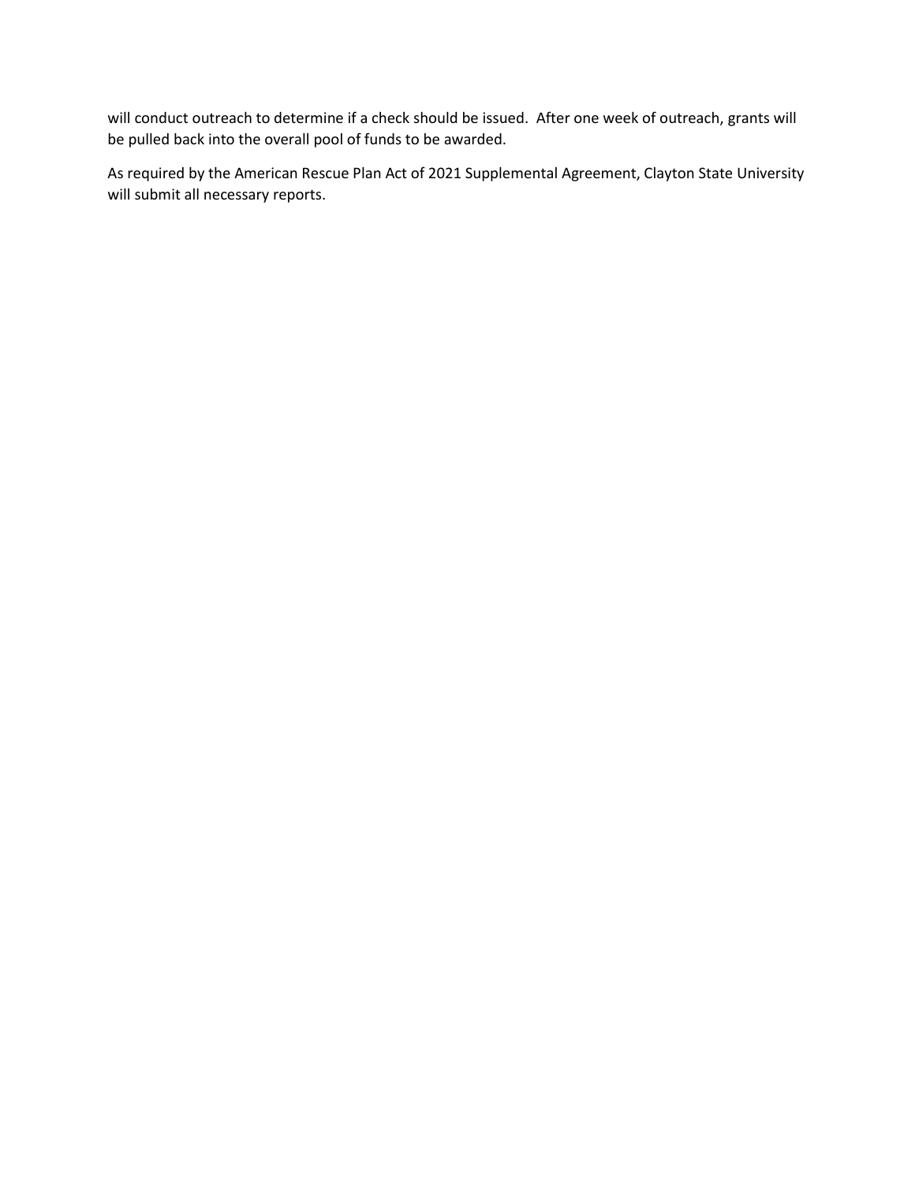will conduct outreach to determine if a check should be issued. After one week of outreach, grants will be pulled back into the overall pool of funds to be awarded.

As required by the American Rescue Plan Act of 2021 Supplemental Agreement, Clayton State University will submit all necessary reports.